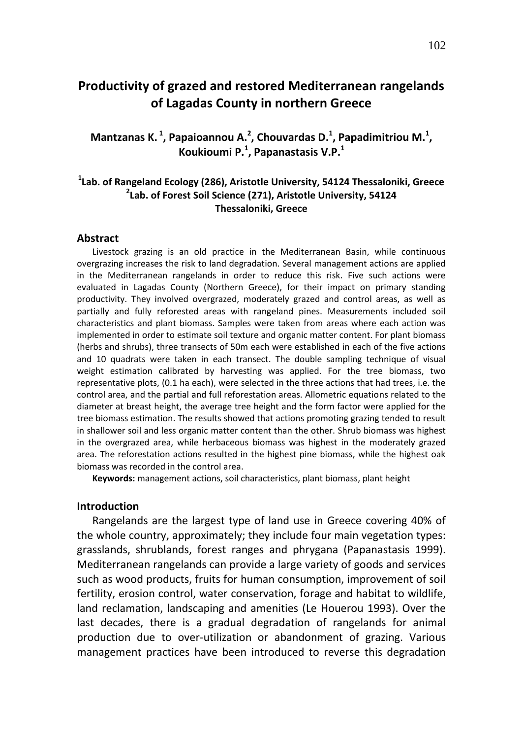# Productivity of grazed and restored Mediterranean rangelands of Lagadas County in northern Greece

**Mantzanas K.[1], Papaioannou A.[2], Chouvardas D.[1], Papadimitriou M.[1], Koukioumi P.[1], Papanastasis V.P.[1]**

**[1]Lab. of Rangeland Ecology (286), Aristotle University, 54124 Thessaloniki, Greece**
**[2]Lab. of Forest Soil Science (271), Aristotle University, 54124 Thessaloniki, Greece**

## Abstract

Livestock grazing is an old practice in the Mediterranean Basin, while continuous overgrazing increases the risk to land degradation. Several management actions are applied in the Mediterranean rangelands in order to reduce this risk. Five such actions were evaluated in Lagadas County (Northern Greece), for their impact on primary standing productivity. They involved overgrazed, moderately grazed and control areas, as well as partially and fully reforested areas with rangeland pines. Measurements included soil characteristics and plant biomass. Samples were taken from areas where each action was implemented in order to estimate soil texture and organic matter content. For plant biomass (herbs and shrubs), three transects of 50m each were established in each of the five actions and 10 quadrats were taken in each transect. The double sampling technique of visual weight estimation calibrated by harvesting was applied. For the tree biomass, two representative plots, (0.1 ha each), were selected in the three actions that had trees, i.e. the control area, and the partial and full reforestation areas. Allometric equations related to the diameter at breast height, the average tree height and the form factor were applied for the tree biomass estimation. The results showed that actions promoting grazing tended to result in shallower soil and less organic matter content than the other. Shrub biomass was highest in the overgrazed area, while herbaceous biomass was highest in the moderately grazed area. The reforestation actions resulted in the highest pine biomass, while the highest oak biomass was recorded in the control area.

**Keywords:** management actions, soil characteristics, plant biomass, plant height

## Introduction

Rangelands are the largest type of land use in Greece covering 40% of the whole country, approximately; they include four main vegetation types: grasslands, shrublands, forest ranges and phrygana (Papanastasis 1999). Mediterranean rangelands can provide a large variety of goods and services such as wood products, fruits for human consumption, improvement of soil fertility, erosion control, water conservation, forage and habitat to wildlife, land reclamation, landscaping and amenities (Le Houerou 1993). Over the last decades, there is a gradual degradation of rangelands for animal production due to over-utilization or abandonment of grazing. Various management practices have been introduced to reverse this degradation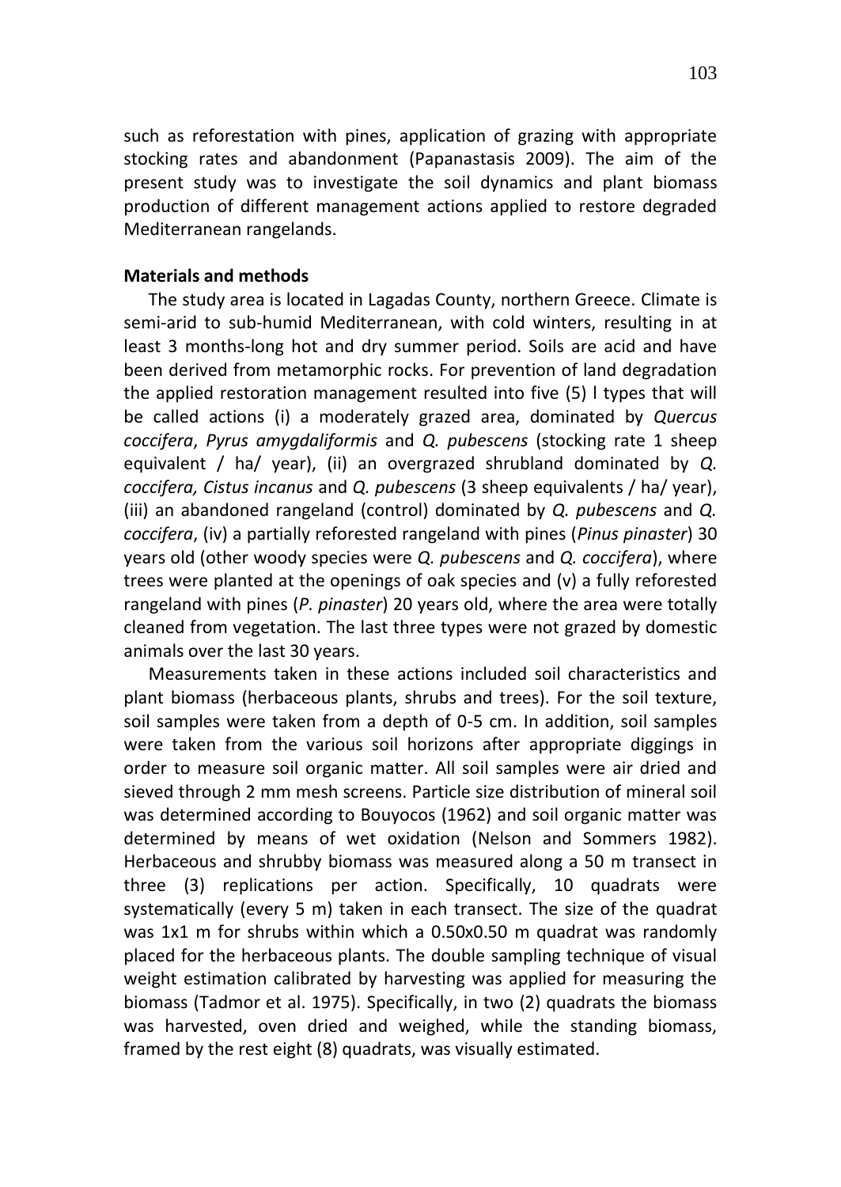such as reforestation with pines, application of grazing with appropriate stocking rates and abandonment (Papanastasis 2009). The aim of the present study was to investigate the soil dynamics and plant biomass production of different management actions applied to restore degraded Mediterranean rangelands.

**Materials and methods**

The study area is located in Lagadas County, northern Greece. Climate is semi-arid to sub-humid Mediterranean, with cold winters, resulting in at least 3 months-long hot and dry summer period. Soils are acid and have been derived from metamorphic rocks. For prevention of land degradation the applied restoration management resulted into five (5) l types that will be called actions (i) a moderately grazed area, dominated by *Quercus coccifera*, *Pyrus amygdaliformis* and *Q. pubescens* (stocking rate 1 sheep equivalent / ha/ year), (ii) an overgrazed shrubland dominated by *Q. coccifera, Cistus incanus* and *Q. pubescens* (3 sheep equivalents / ha/ year), (iii) an abandoned rangeland (control) dominated by *Q. pubescens* and *Q. coccifera*, (iv) a partially reforested rangeland with pines (*Pinus pinaster*) 30 years old (other woody species were *Q. pubescens* and *Q. coccifera*), where trees were planted at the openings of oak species and (v) a fully reforested rangeland with pines (*P. pinaster*) 20 years old, where the area were totally cleaned from vegetation. The last three types were not grazed by domestic animals over the last 30 years.

Measurements taken in these actions included soil characteristics and plant biomass (herbaceous plants, shrubs and trees). For the soil texture, soil samples were taken from a depth of 0-5 cm. In addition, soil samples were taken from the various soil horizons after appropriate diggings in order to measure soil organic matter. All soil samples were air dried and sieved through 2 mm mesh screens. Particle size distribution of mineral soil was determined according to Bouyocos (1962) and soil organic matter was determined by means of wet oxidation (Nelson and Sommers 1982). Herbaceous and shrubby biomass was measured along a 50 m transect in three (3) replications per action. Specifically, 10 quadrats were systematically (every 5 m) taken in each transect. The size of the quadrat was 1x1 m for shrubs within which a 0.50x0.50 m quadrat was randomly placed for the herbaceous plants. The double sampling technique of visual weight estimation calibrated by harvesting was applied for measuring the biomass (Tadmor et al. 1975). Specifically, in two (2) quadrats the biomass was harvested, oven dried and weighed, while the standing biomass, framed by the rest eight (8) quadrats, was visually estimated.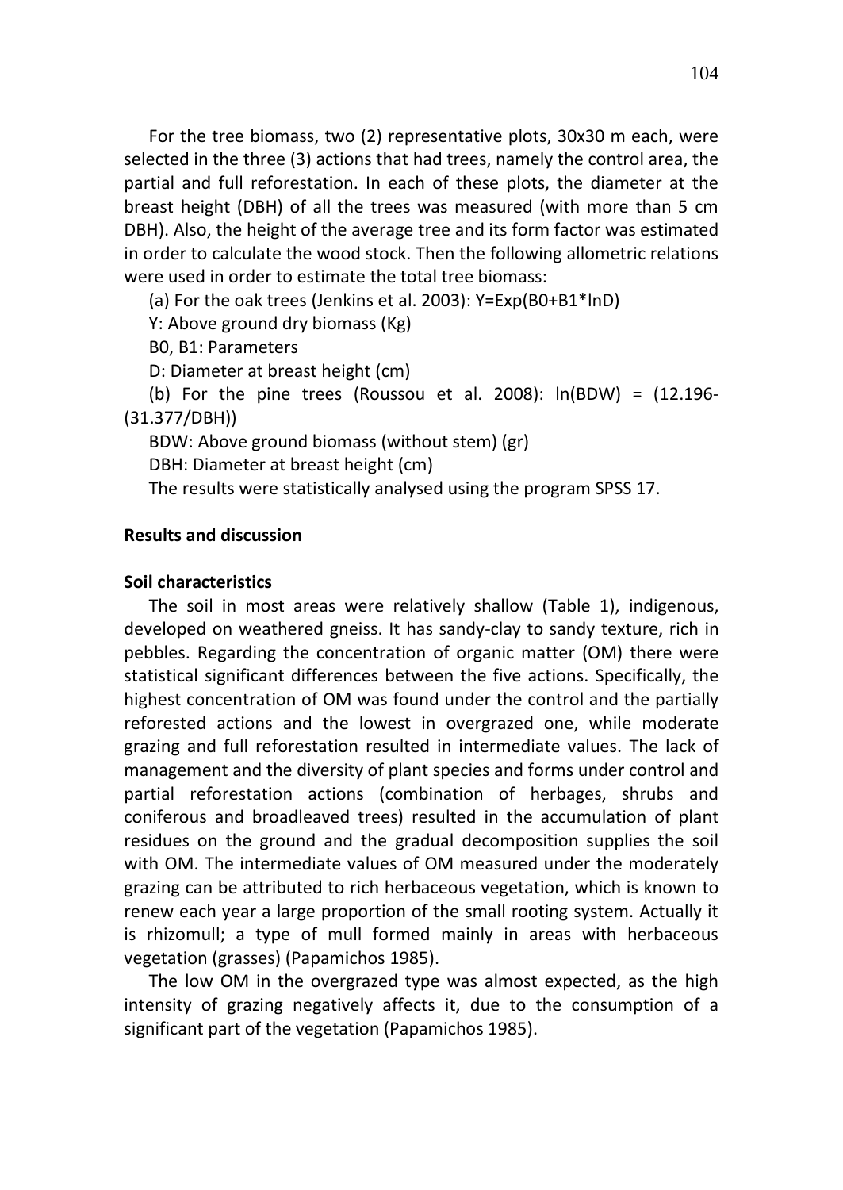For the tree biomass, two (2) representative plots, 30x30 m each, were selected in the three (3) actions that had trees, namely the control area, the partial and full reforestation. In each of these plots, the diameter at the breast height (DBH) of all the trees was measured (with more than 5 cm DBH). Also, the height of the average tree and its form factor was estimated in order to calculate the wood stock. Then the following allometric relations were used in order to estimate the total tree biomass:

(a) For the oak trees (Jenkins et al. 2003): $Y=Exp(B0+B1*lnD)$

Y: Above ground dry biomass (Kg)

B0, B1: Parameters

D: Diameter at breast height (cm)

(b) For the pine trees (Roussou et al. 2008): $ln(BDW) = (12.196-(31.377/DBH))$

BDW: Above ground biomass (without stem) (gr)

DBH: Diameter at breast height (cm)

The results were statistically analysed using the program SPSS 17.

## Results and discussion

### Soil characteristics

The soil in most areas were relatively shallow (Table 1), indigenous, developed on weathered gneiss. It has sandy-clay to sandy texture, rich in pebbles. Regarding the concentration of organic matter (OM) there were statistical significant differences between the five actions. Specifically, the highest concentration of OM was found under the control and the partially reforested actions and the lowest in overgrazed one, while moderate grazing and full reforestation resulted in intermediate values. The lack of management and the diversity of plant species and forms under control and partial reforestation actions (combination of herbages, shrubs and coniferous and broadleaved trees) resulted in the accumulation of plant residues on the ground and the gradual decomposition supplies the soil with OM. The intermediate values of OM measured under the moderately grazing can be attributed to rich herbaceous vegetation, which is known to renew each year a large proportion of the small rooting system. Actually it is rhizomull; a type of mull formed mainly in areas with herbaceous vegetation (grasses) (Papamichos 1985).

The low OM in the overgrazed type was almost expected, as the high intensity of grazing negatively affects it, due to the consumption of a significant part of the vegetation (Papamichos 1985).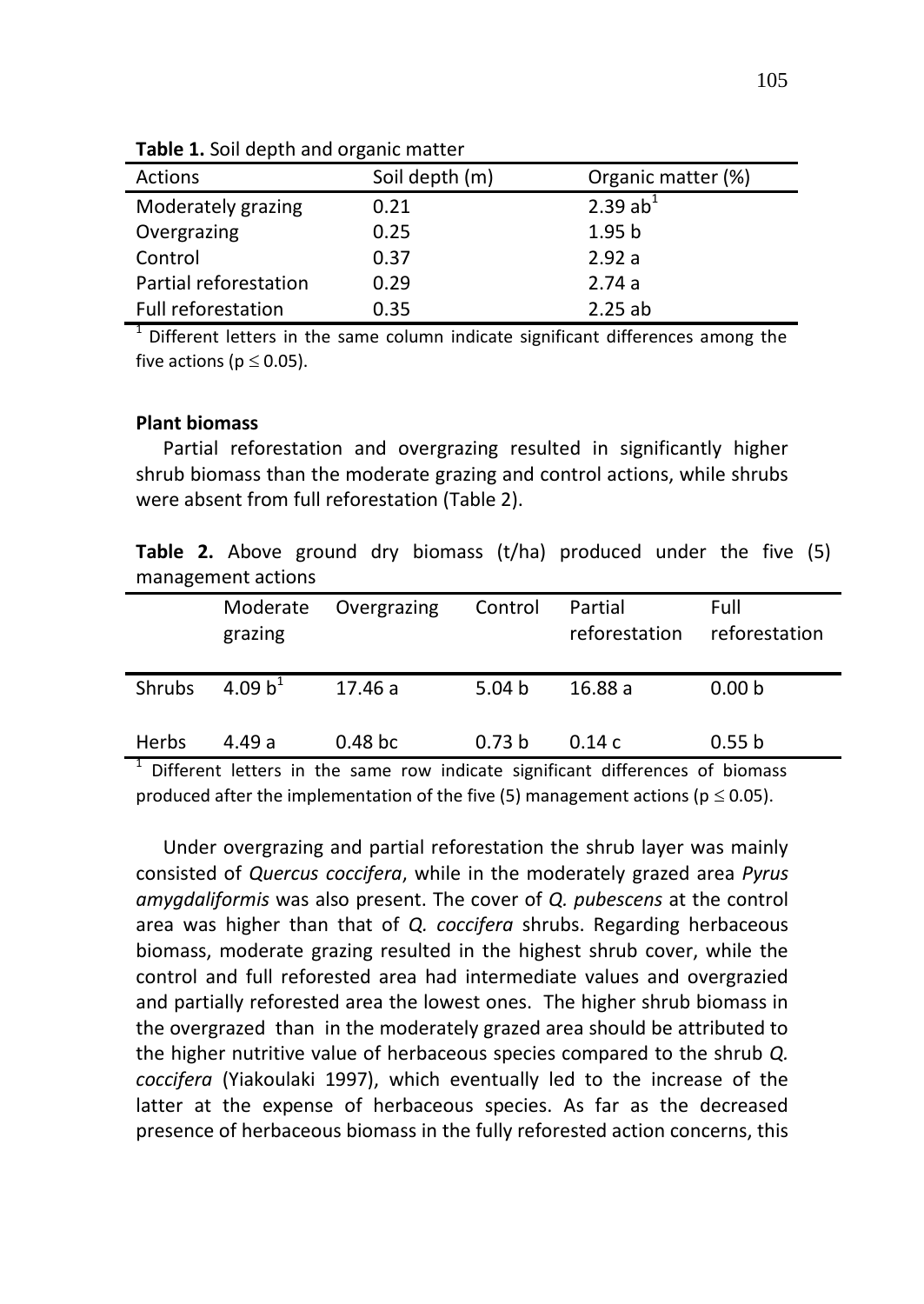**Table 1.** Soil depth and organic matter

| Actions | Soil depth (m) | Organic matter (%) |
|---|---|---|
| Moderately grazing | 0.21 | 2.39 ab[1] |
| Overgrazing | 0.25 | 1.95 b |
| Control | 0.37 | 2.92 a |
| Partial reforestation | 0.29 | 2.74 a |
| Full reforestation | 0.35 | 2.25 ab |

[1] Different letters in the same column indicate significant differences among the five actions ($p \leq 0.05$).

**Plant biomass**

Partial reforestation and overgrazing resulted in significantly higher shrub biomass than the moderate grazing and control actions, while shrubs were absent from full reforestation (Table 2).

**Table 2.** Above ground dry biomass (t/ha) produced under the five (5) management actions

| | Moderate grazing | Overgrazing | Control | Partial reforestation | Full reforestation |
|---|---|---|---|---|---|
| Shrubs | 4.09 b[1] | 17.46 a | 5.04 b | 16.88 a | 0.00 b |
| Herbs | 4.49 a | 0.48 bc | 0.73 b | 0.14 c | 0.55 b |

[1] Different letters in the same row indicate significant differences of biomass produced after the implementation of the five (5) management actions ($p \leq 0.05$).

Under overgrazing and partial reforestation the shrub layer was mainly consisted of *Quercus coccifera*, while in the moderately grazed area *Pyrus amygdaliformis* was also present. The cover of *Q. pubescens* at the control area was higher than that of *Q. coccifera* shrubs. Regarding herbaceous biomass, moderate grazing resulted in the highest shrub cover, while the control and full reforested area had intermediate values and overgrazied and partially reforested area the lowest ones. The higher shrub biomass in the overgrazed than in the moderately grazed area should be attributed to the higher nutritive value of herbaceous species compared to the shrub *Q. coccifera* (Yiakoulaki 1997), which eventually led to the increase of the latter at the expense of herbaceous species. As far as the decreased presence of herbaceous biomass in the fully reforested action concerns, this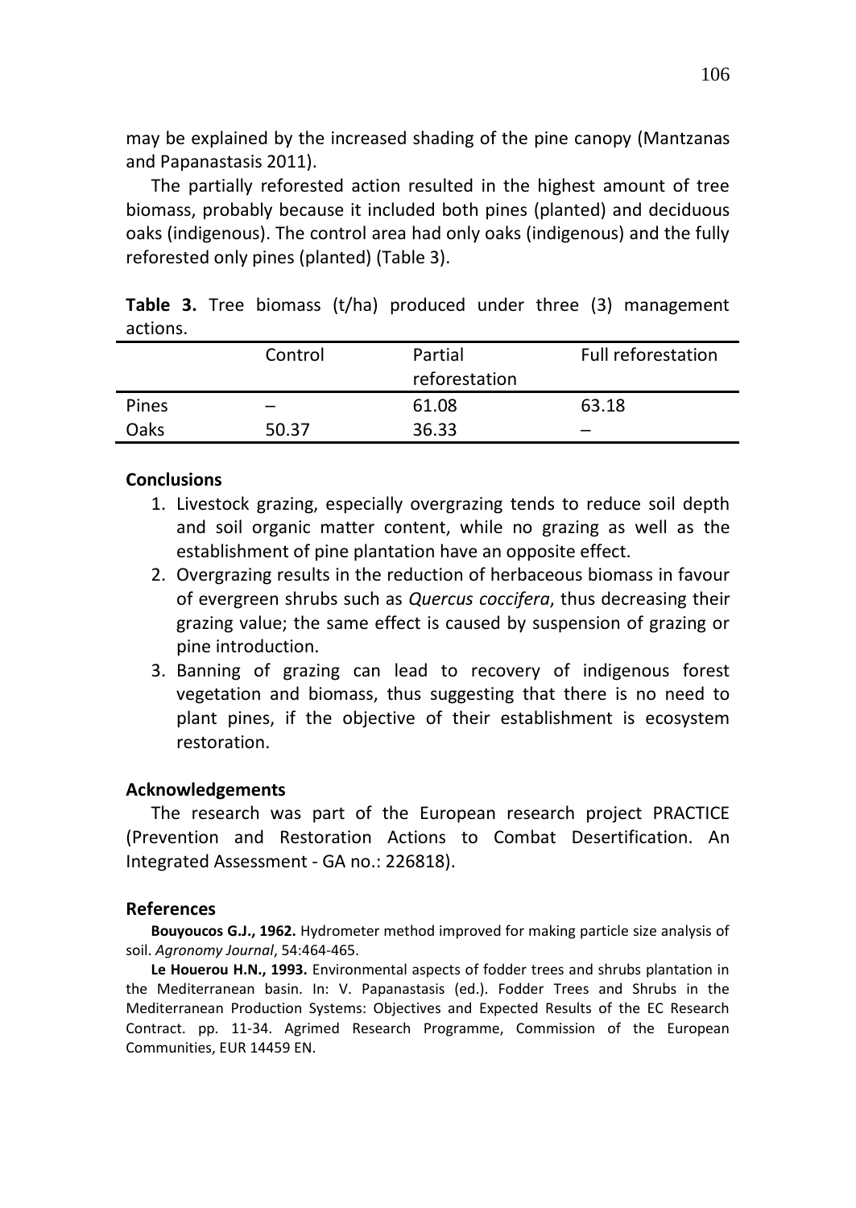may be explained by the increased shading of the pine canopy (Mantzanas and Papanastasis 2011).

The partially reforested action resulted in the highest amount of tree biomass, probably because it included both pines (planted) and deciduous oaks (indigenous). The control area had only oaks (indigenous) and the fully reforested only pines (planted) (Table 3).

**Table 3.** Tree biomass (t/ha) produced under three (3) management actions.

| | Control | Partial reforestation | Full reforestation |
|---|---|---|---|
| Pines | – | 61.08 | 63.18 |
| Oaks | 50.37 | 36.33 | – |

## Conclusions

1. Livestock grazing, especially overgrazing tends to reduce soil depth and soil organic matter content, while no grazing as well as the establishment of pine plantation have an opposite effect.
2. Overgrazing results in the reduction of herbaceous biomass in favour of evergreen shrubs such as *Quercus coccifera*, thus decreasing their grazing value; the same effect is caused by suspension of grazing or pine introduction.
3. Banning of grazing can lead to recovery of indigenous forest vegetation and biomass, thus suggesting that there is no need to plant pines, if the objective of their establishment is ecosystem restoration.

## Acknowledgements

The research was part of the European research project PRACTICE (Prevention and Restoration Actions to Combat Desertification. An Integrated Assessment - GA no.: 226818).

## References

**Bouyoucos G.J., 1962.** Hydrometer method improved for making particle size analysis of soil. *Agronomy Journal*, 54:464-465.

**Le Houerou H.N., 1993.** Environmental aspects of fodder trees and shrubs plantation in the Mediterranean basin. In: V. Papanastasis (ed.). Fodder Trees and Shrubs in the Mediterranean Production Systems: Objectives and Expected Results of the EC Research Contract. pp. 11-34. Agrimed Research Programme, Commission of the European Communities, EUR 14459 EN.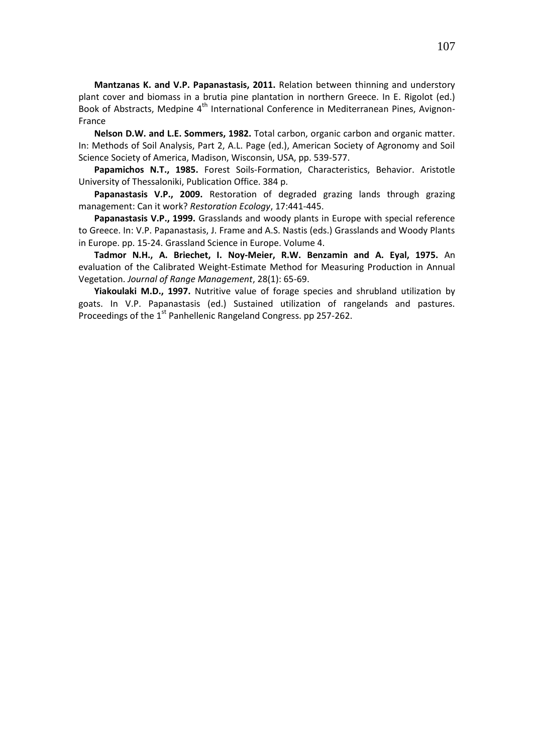**Mantzanas K. and V.P. Papanastasis, 2011.** Relation between thinning and understory plant cover and biomass in a brutia pine plantation in northern Greece. In E. Rigolot (ed.) Book of Abstracts, Medpine 4th International Conference in Mediterranean Pines, Avignon-France

**Nelson D.W. and L.E. Sommers, 1982.** Total carbon, organic carbon and organic matter. In: Methods of Soil Analysis, Part 2, A.L. Page (ed.), American Society of Agronomy and Soil Science Society of America, Madison, Wisconsin, USA, pp. 539-577.

**Papamichos N.T., 1985.** Forest Soils-Formation, Characteristics, Behavior. Aristotle University of Thessaloniki, Publication Office. 384 p.

**Papanastasis V.P., 2009.** Restoration of degraded grazing lands through grazing management: Can it work? *Restoration Ecology*, 17:441-445.

**Papanastasis V.P., 1999.** Grasslands and woody plants in Europe with special reference to Greece. In: V.P. Papanastasis, J. Frame and A.S. Nastis (eds.) Grasslands and Woody Plants in Europe. pp. 15-24. Grassland Science in Europe. Volume 4.

**Tadmor N.H., A. Briechet, I. Noy-Meier, R.W. Benzamin and A. Eyal, 1975.** An evaluation of the Calibrated Weight-Estimate Method for Measuring Production in Annual Vegetation. *Journal of Range Management*, 28(1): 65-69.

**Yiakoulaki M.D., 1997.** Nutritive value of forage species and shrubland utilization by goats. In V.P. Papanastasis (ed.) Sustained utilization of rangelands and pastures. Proceedings of the 1st Panhellenic Rangeland Congress. pp 257-262.